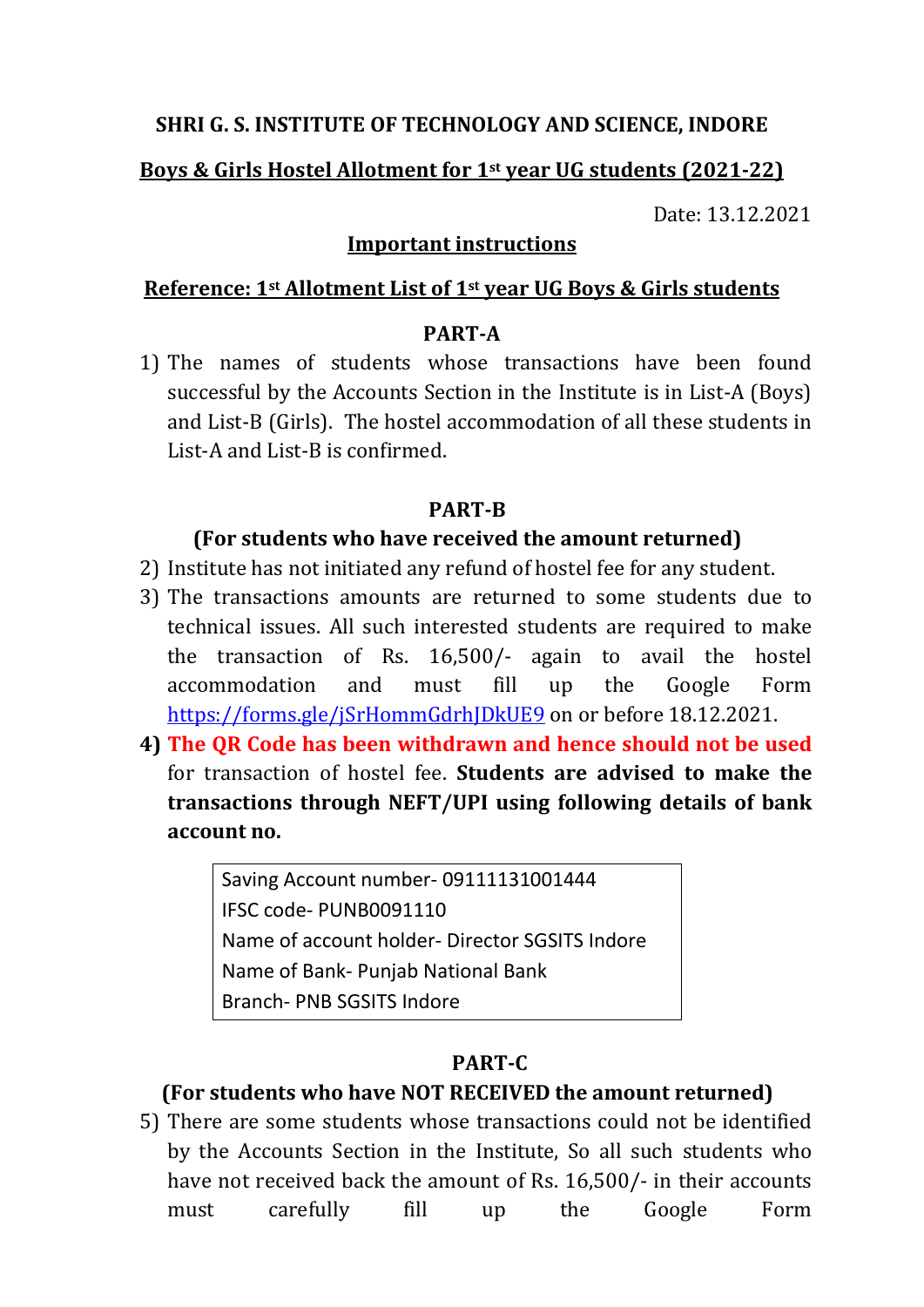**SHRI G. S. INSTITUTE OF TECHNOLOGY AND SCIENCE, INDORE**

**Boys & Girls Hostel Allotment for 1st year UG students (2021-22)**

Date: 13.12.2021

**Important instructions**

**Reference: 1st Allotment List of 1st year UG Boys & Girls students**

**PART-A**

1) The names of students whose transactions have been found successful by the Accounts Section in the Institute is in List-A (Boys) and List-B (Girls). The hostel accommodation of all these students in List-A and List-B is confirmed.

**PART-B**

**(For students who have received the amount returned)**

2) Institute has not initiated any refund of hostel fee for any student.
3) The transactions amounts are returned to some students due to technical issues. All such interested students are required to make the transaction of Rs. 16,500/- again to avail the hostel accommodation and must fill up the Google Form https://forms.gle/jSrHommGdrhJDkUE9 on or before 18.12.2021.
4) **The QR Code has been withdrawn and hence should not be used** for transaction of hostel fee. **Students are advised to make the transactions through NEFT/UPI using following details of bank account no.**

| Saving Account number- 09111131001444 |
|---|
| IFSC code- PUNB0091110 |
| Name of account holder- Director SGSITS Indore |
| Name of Bank- Punjab National Bank |
| Branch- PNB SGSITS Indore |

**PART-C**

**(For students who have NOT RECEIVED the amount returned)**

5) There are some students whose transactions could not be identified by the Accounts Section in the Institute, So all such students who have not received back the amount of Rs. 16,500/- in their accounts must carefully fill up the Google Form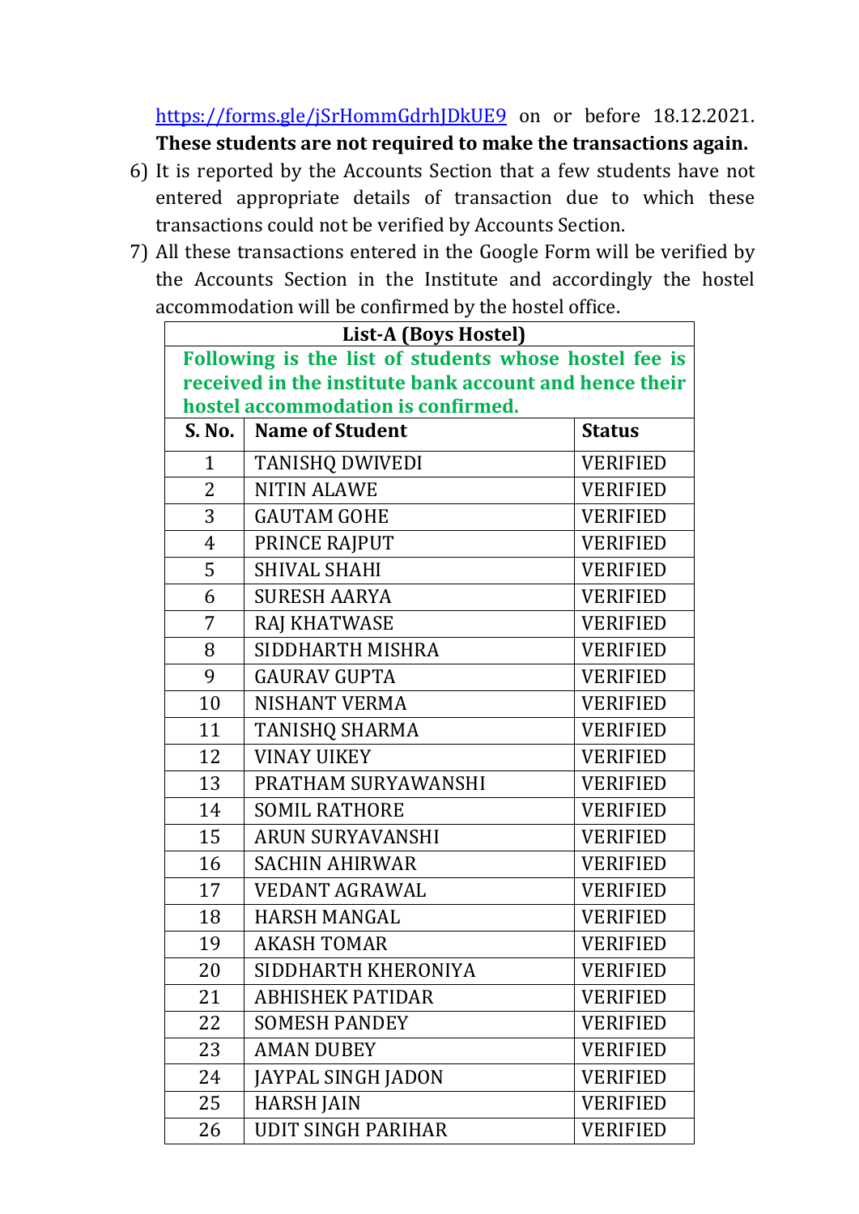https://forms.gle/jSrHommGdrhJDkUE9 on or before 18.12.2021. **These students are not required to make the transactions again.**

6) It is reported by the Accounts Section that a few students have not entered appropriate details of transaction due to which these transactions could not be verified by Accounts Section.
7) All these transactions entered in the Google Form will be verified by the Accounts Section in the Institute and accordingly the hostel accommodation will be confirmed by the hostel office.

| **List-A (Boys Hostel)** | | |
|---|---|---|
| **Following is the list of students whose hostel fee is received in the institute bank account and hence their hostel accommodation is confirmed.** | | |
| **S. No.** | **Name of Student** | **Status** |
| 1 | TANISHQ DWIVEDI | VERIFIED |
| 2 | NITIN ALAWE | VERIFIED |
| 3 | GAUTAM GOHE | VERIFIED |
| 4 | PRINCE RAJPUT | VERIFIED |
| 5 | SHIVAL SHAHI | VERIFIED |
| 6 | SURESH AARYA | VERIFIED |
| 7 | RAJ KHATWASE | VERIFIED |
| 8 | SIDDHARTH MISHRA | VERIFIED |
| 9 | GAURAV GUPTA | VERIFIED |
| 10 | NISHANT VERMA | VERIFIED |
| 11 | TANISHQ SHARMA | VERIFIED |
| 12 | VINAY UIKEY | VERIFIED |
| 13 | PRATHAM SURYAWANSHI | VERIFIED |
| 14 | SOMIL RATHORE | VERIFIED |
| 15 | ARUN SURYAVANSHI | VERIFIED |
| 16 | SACHIN AHIRWAR | VERIFIED |
| 17 | VEDANT AGRAWAL | VERIFIED |
| 18 | HARSH MANGAL | VERIFIED |
| 19 | AKASH TOMAR | VERIFIED |
| 20 | SIDDHARTH KHERONIYA | VERIFIED |
| 21 | ABHISHEK PATIDAR | VERIFIED |
| 22 | SOMESH PANDEY | VERIFIED |
| 23 | AMAN DUBEY | VERIFIED |
| 24 | JAYPAL SINGH JADON | VERIFIED |
| 25 | HARSH JAIN | VERIFIED |
| 26 | UDIT SINGH PARIHAR | VERIFIED |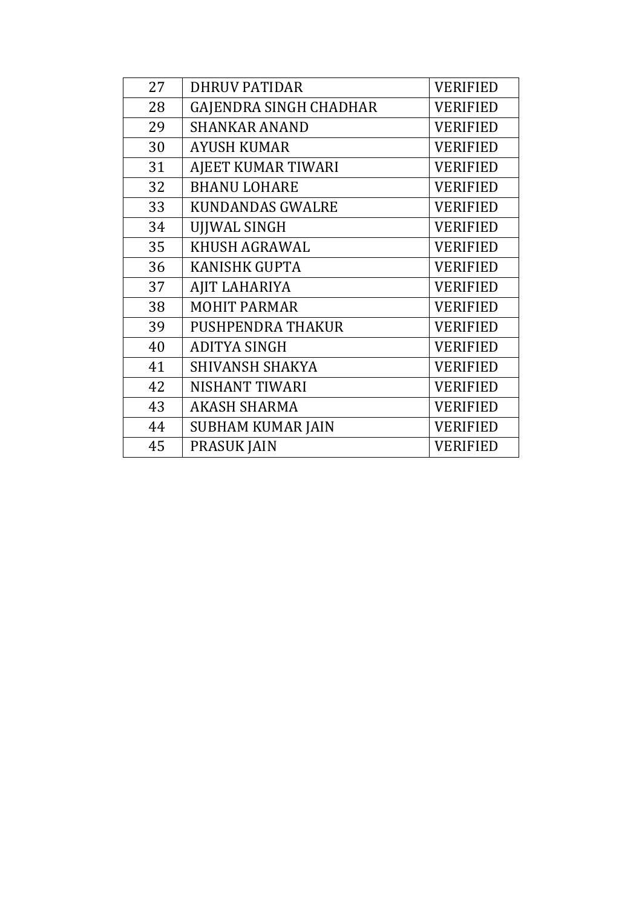| | | |
|---|---|---|
| 27 | DHRUV PATIDAR | VERIFIED |
| 28 | GAJENDRA SINGH CHADHAR | VERIFIED |
| 29 | SHANKAR ANAND | VERIFIED |
| 30 | AYUSH KUMAR | VERIFIED |
| 31 | AJEET KUMAR TIWARI | VERIFIED |
| 32 | BHANU LOHARE | VERIFIED |
| 33 | KUNDANDAS GWALRE | VERIFIED |
| 34 | UJJWAL SINGH | VERIFIED |
| 35 | KHUSH AGRAWAL | VERIFIED |
| 36 | KANISHK GUPTA | VERIFIED |
| 37 | AJIT LAHARIYA | VERIFIED |
| 38 | MOHIT PARMAR | VERIFIED |
| 39 | PUSHPENDRA THAKUR | VERIFIED |
| 40 | ADITYA SINGH | VERIFIED |
| 41 | SHIVANSH SHAKYA | VERIFIED |
| 42 | NISHANT TIWARI | VERIFIED |
| 43 | AKASH SHARMA | VERIFIED |
| 44 | SUBHAM KUMAR JAIN | VERIFIED |
| 45 | PRASUK JAIN | VERIFIED |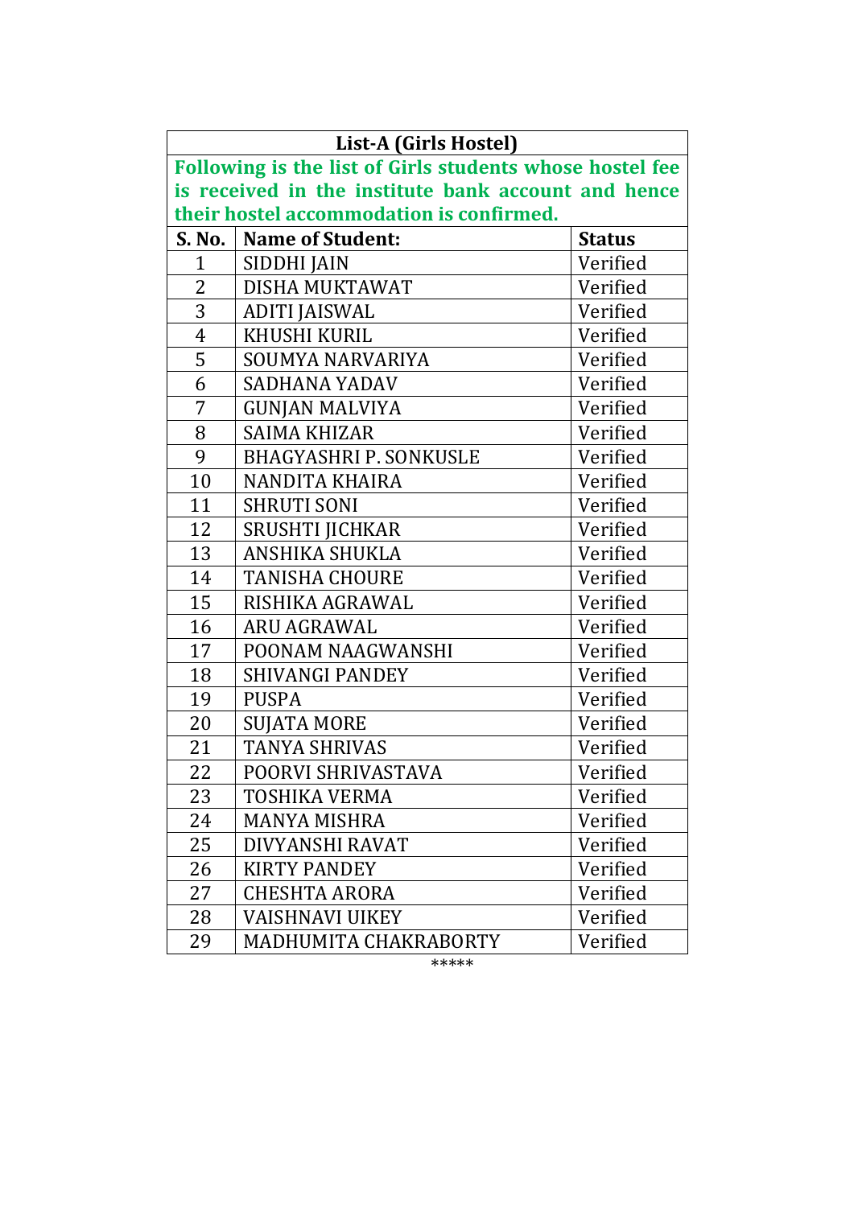**List-A (Girls Hostel)**

**Following is the list of Girls students whose hostel fee is received in the institute bank account and hence their hostel accommodation is confirmed.**

| S. No. | Name of Student: | Status |
|---|---|---|
| 1 | SIDDHI JAIN | Verified |
| 2 | DISHA MUKTAWAT | Verified |
| 3 | ADITI JAISWAL | Verified |
| 4 | KHUSHI KURIL | Verified |
| 5 | SOUMYA NARVARIYA | Verified |
| 6 | SADHANA YADAV | Verified |
| 7 | GUNJAN MALVIYA | Verified |
| 8 | SAIMA KHIZAR | Verified |
| 9 | BHAGYASHRI P. SONKUSLE | Verified |
| 10 | NANDITA KHAIRA | Verified |
| 11 | SHRUTI SONI | Verified |
| 12 | SRUSHTI JICHKAR | Verified |
| 13 | ANSHIKA SHUKLA | Verified |
| 14 | TANISHA CHOURE | Verified |
| 15 | RISHIKA AGRAWAL | Verified |
| 16 | ARU AGRAWAL | Verified |
| 17 | POONAM NAAGWANSHI | Verified |
| 18 | SHIVANGI PANDEY | Verified |
| 19 | PUSPA | Verified |
| 20 | SUJATA MORE | Verified |
| 21 | TANYA SHRIVAS | Verified |
| 22 | POORVI SHRIVASTAVA | Verified |
| 23 | TOSHIKA VERMA | Verified |
| 24 | MANYA MISHRA | Verified |
| 25 | DIVYANSHI RAVAT | Verified |
| 26 | KIRTY PANDEY | Verified |
| 27 | CHESHTA ARORA | Verified |
| 28 | VAISHNAVI UIKEY | Verified |
| 29 | MADHUMITA CHAKRABORTY | Verified |

*****